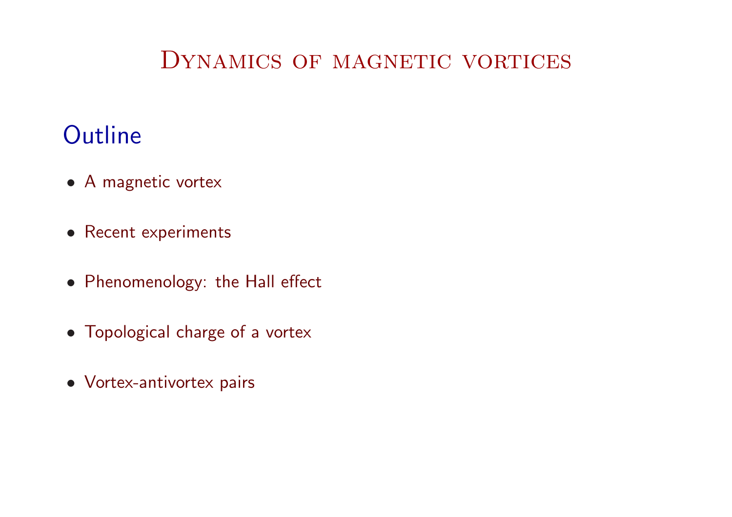# Dynamics of magnetic vortices

## Outline

- A magnetic vortex
- Recent experiments
- Phenomenology: the Hall effect
- Topological charge of a vortex
- Vortex-antivortex pairs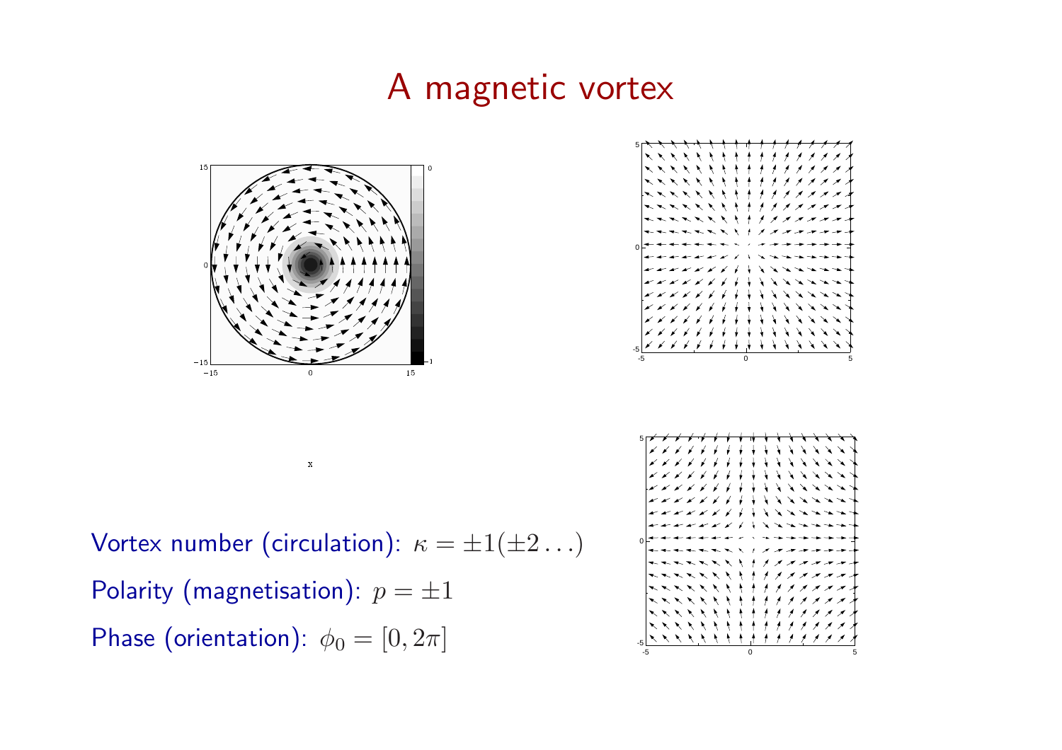# A magnetic vortex

Vortex number (circulation): $\kappa = \pm 1 (\pm 2 \ldots)$

Polarity (magnetisation): $p = \pm 1$

Phase (orientation): $\phi_0 = [0, 2\pi]$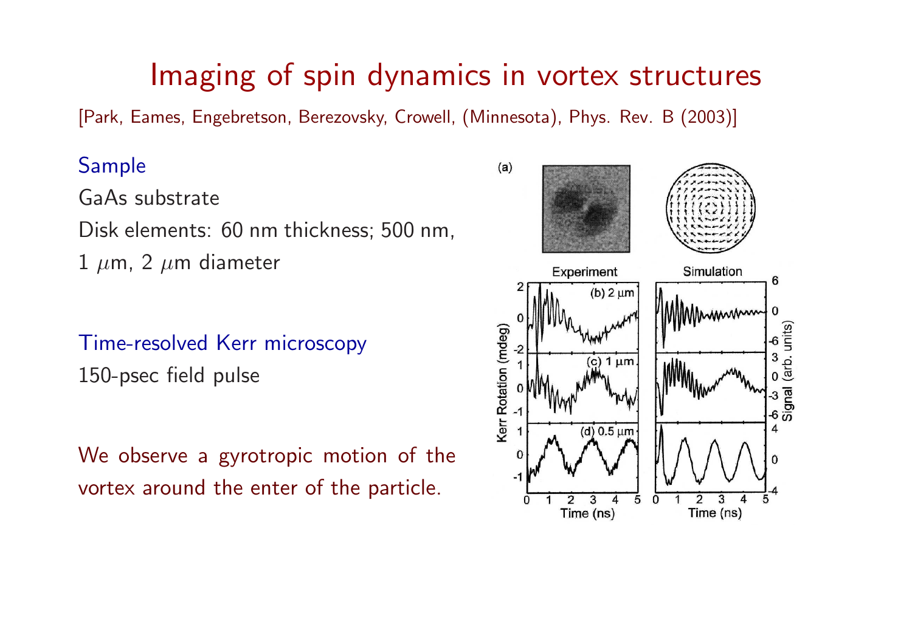# Imaging of spin dynamics in vortex structures

[Park, Eames, Engebretson, Berezovsky, Crowell, (Minnesota), Phys. Rev. B (2003)]

### Sample

GaAs substrate

Disk elements: 60 nm thickness; 500 nm, 1 $\mu$m, 2 $\mu$m diameter

### Time-resolved Kerr microscopy

150-psec field pulse

We observe a gyrotropic motion of the vortex around the enter of the particle.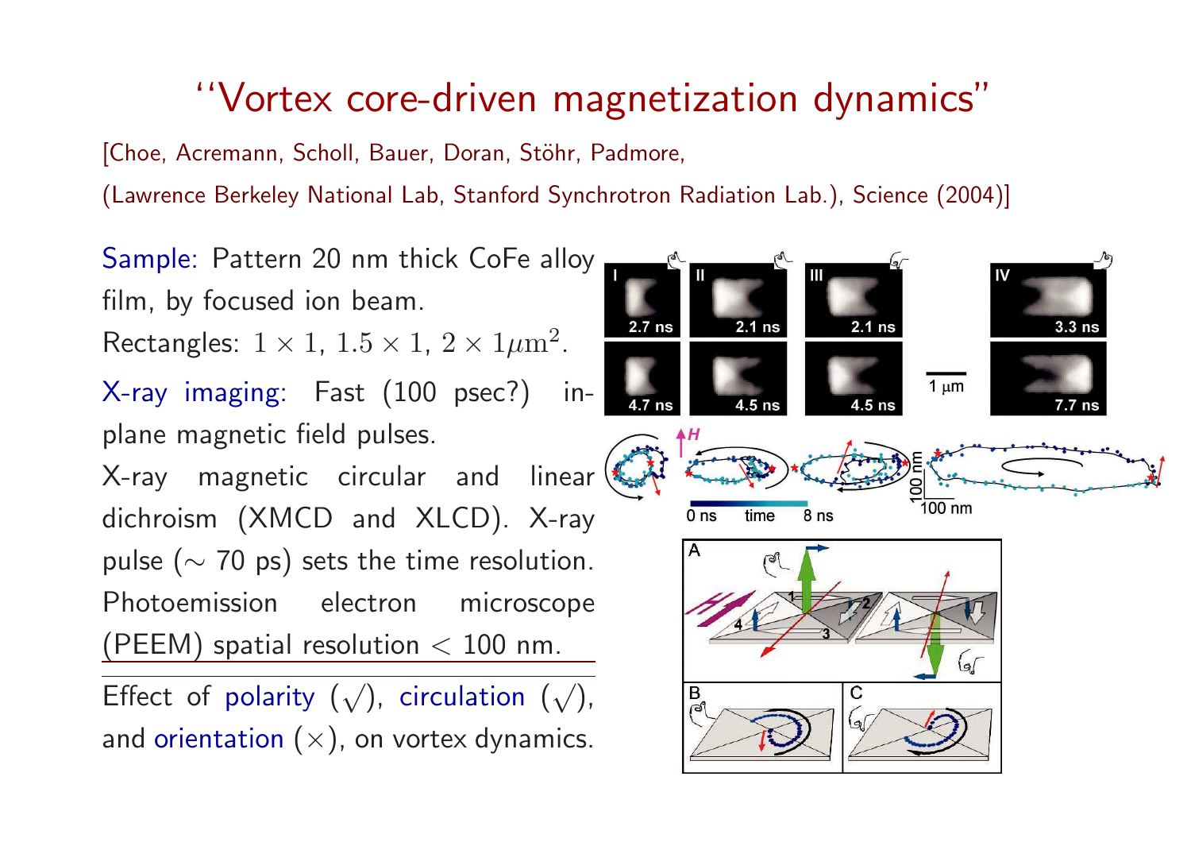# "Vortex core-driven magnetization dynamics"

[Choe, Acremann, Scholl, Bauer, Doran, Stöhr, Padmore,

(Lawrence Berkeley National Lab, Stanford Synchrotron Radiation Lab.), Science (2004)]

Sample: Pattern 20 nm thick CoFe alloy film, by focused ion beam.

Rectangles: $1 \times 1$, $1.5 \times 1$, $2 \times 1 \mu\mathrm{m}^2$.

X-ray imaging: Fast (100 psec?) in-plane magnetic field pulses.

X-ray magnetic circular and linear dichroism (XMCD and XLCD). X-ray pulse ($\sim$ 70 ps) sets the time resolution. Photoemission electron microscope (PEEM) spatial resolution $<$ 100 nm.

Effect of polarity ($\surd$), circulation ($\surd$), and orientation ($\times$), on vortex dynamics.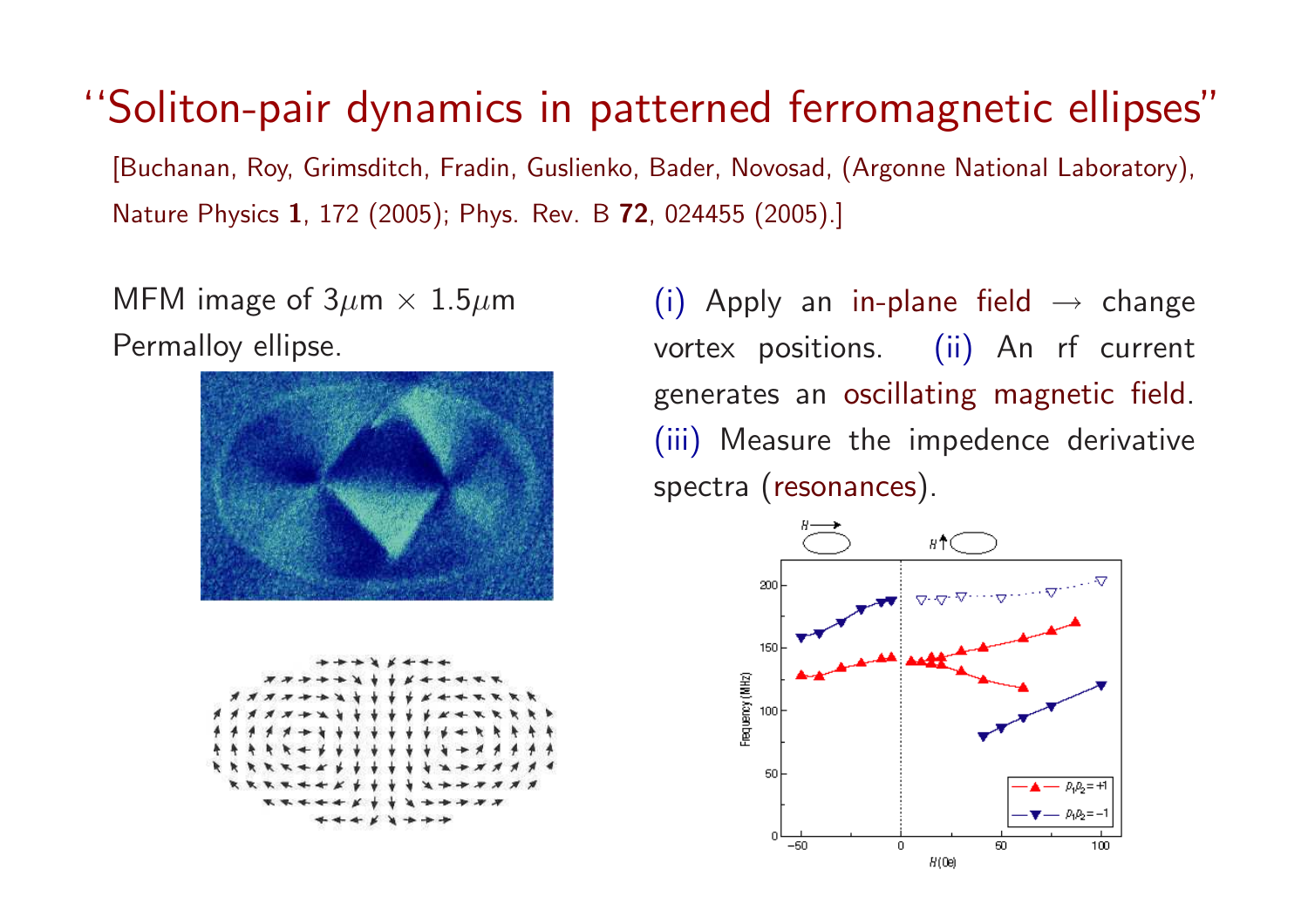# "Soliton-pair dynamics in patterned ferromagnetic ellipses"

[Buchanan, Roy, Grimsditch, Fradin, Guslienko, Bader, Novosad, (Argonne National Laboratory), Nature Physics **1**, 172 (2005); Phys. Rev. B **72**, 024455 (2005).]

MFM image of $3\mu$m $\times$ $1.5\mu$m Permalloy ellipse.

(i) Apply an in-plane field $\rightarrow$ change vortex positions. (ii) An rf current generates an oscillating magnetic field. (iii) Measure the impedence derivative spectra (resonances).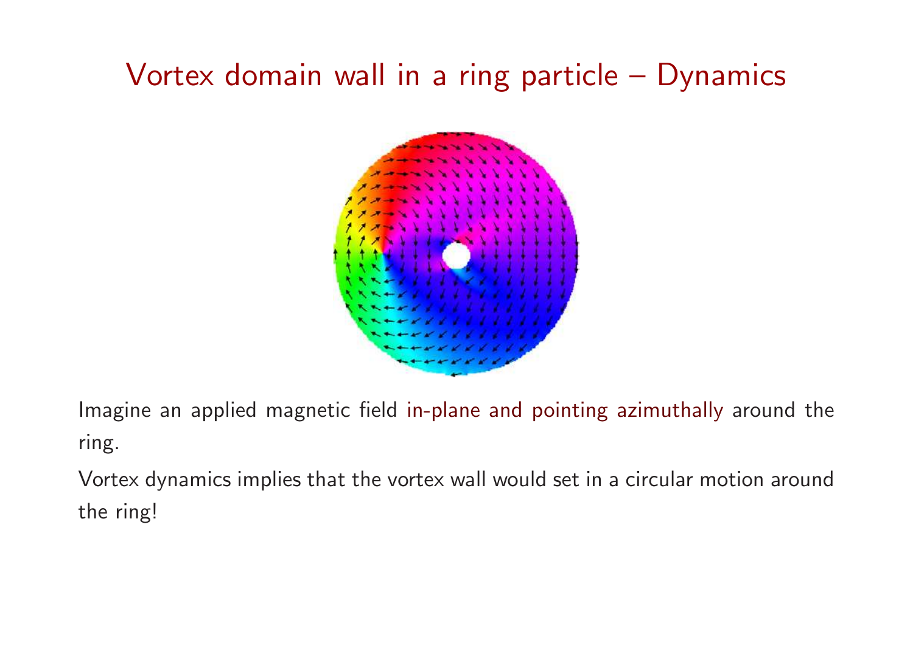# Vortex domain wall in a ring particle – Dynamics

Imagine an applied magnetic field in-plane and pointing azimuthally around the ring.

Vortex dynamics implies that the vortex wall would set in a circular motion around the ring!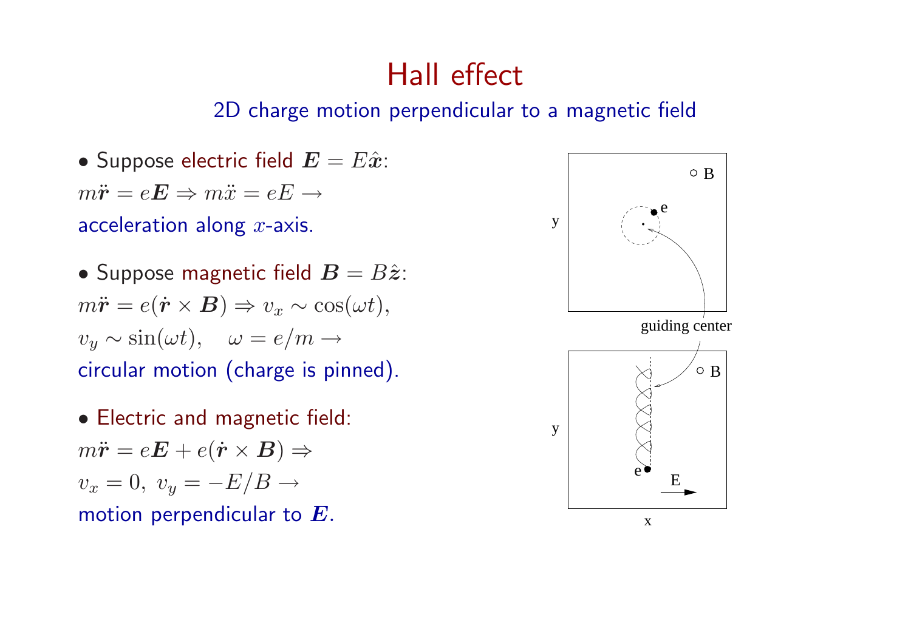# Hall effect

## 2D charge motion perpendicular to a magnetic field

- Suppose electric field $\boldsymbol{E} = E\hat{\boldsymbol{x}}$:
$m\ddot{\boldsymbol{r}} = e\boldsymbol{E} \Rightarrow m\ddot{x} = eE \rightarrow$
acceleration along $x$-axis.

- Suppose magnetic field $\boldsymbol{B} = B\hat{\boldsymbol{z}}$:
$m\ddot{\boldsymbol{r}} = e(\dot{\boldsymbol{r}} \times \boldsymbol{B}) \Rightarrow v_x \sim \cos(\omega t)$,
$v_y \sim \sin(\omega t), \quad \omega = e/m \rightarrow$
circular motion (charge is pinned).

- Electric and magnetic field:
$m\ddot{\boldsymbol{r}} = e\boldsymbol{E} + e(\dot{\boldsymbol{r}} \times \boldsymbol{B}) \Rightarrow$
$v_x = 0,\ v_y = -E/B \rightarrow$
motion perpendicular to $\boldsymbol{E}$.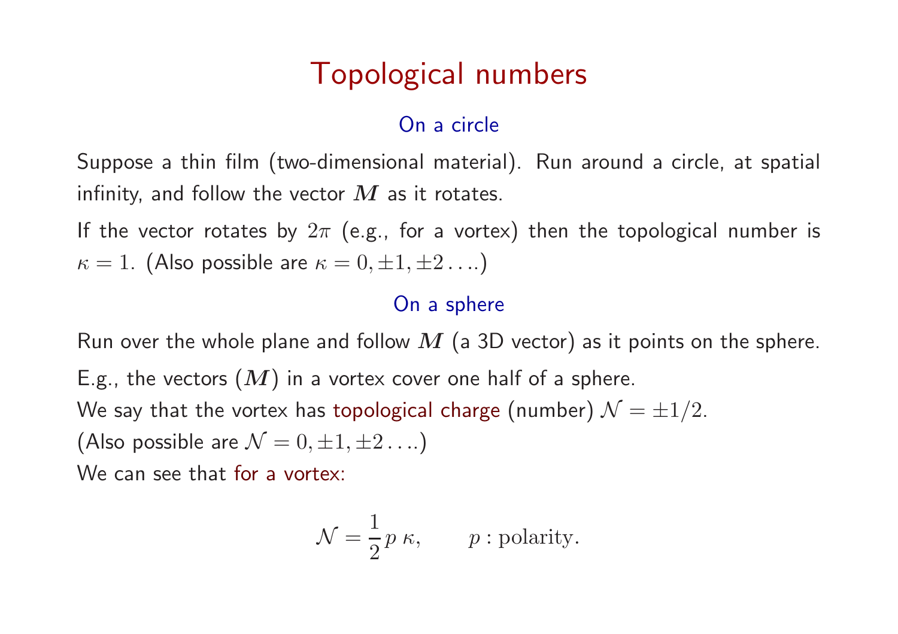# Topological numbers

### On a circle

Suppose a thin film (two-dimensional material). Run around a circle, at spatial infinity, and follow the vector $\boldsymbol{M}$ as it rotates.

If the vector rotates by $2\pi$ (e.g., for a vortex) then the topological number is $\kappa = 1$. (Also possible are $\kappa = 0, \pm 1, \pm 2 \ldots$.)

### On a sphere

Run over the whole plane and follow $\boldsymbol{M}$ (a 3D vector) as it points on the sphere.

E.g., the vectors ($\boldsymbol{M}$) in a vortex cover one half of a sphere.

We say that the vortex has topological charge (number) $\mathcal{N} = \pm 1/2$.

(Also possible are $\mathcal{N} = 0, \pm 1, \pm 2 \ldots$.)

We can see that for a vortex:

$$\mathcal{N} = \frac{1}{2}\, p\, \kappa, \qquad p : \text{polarity.}$$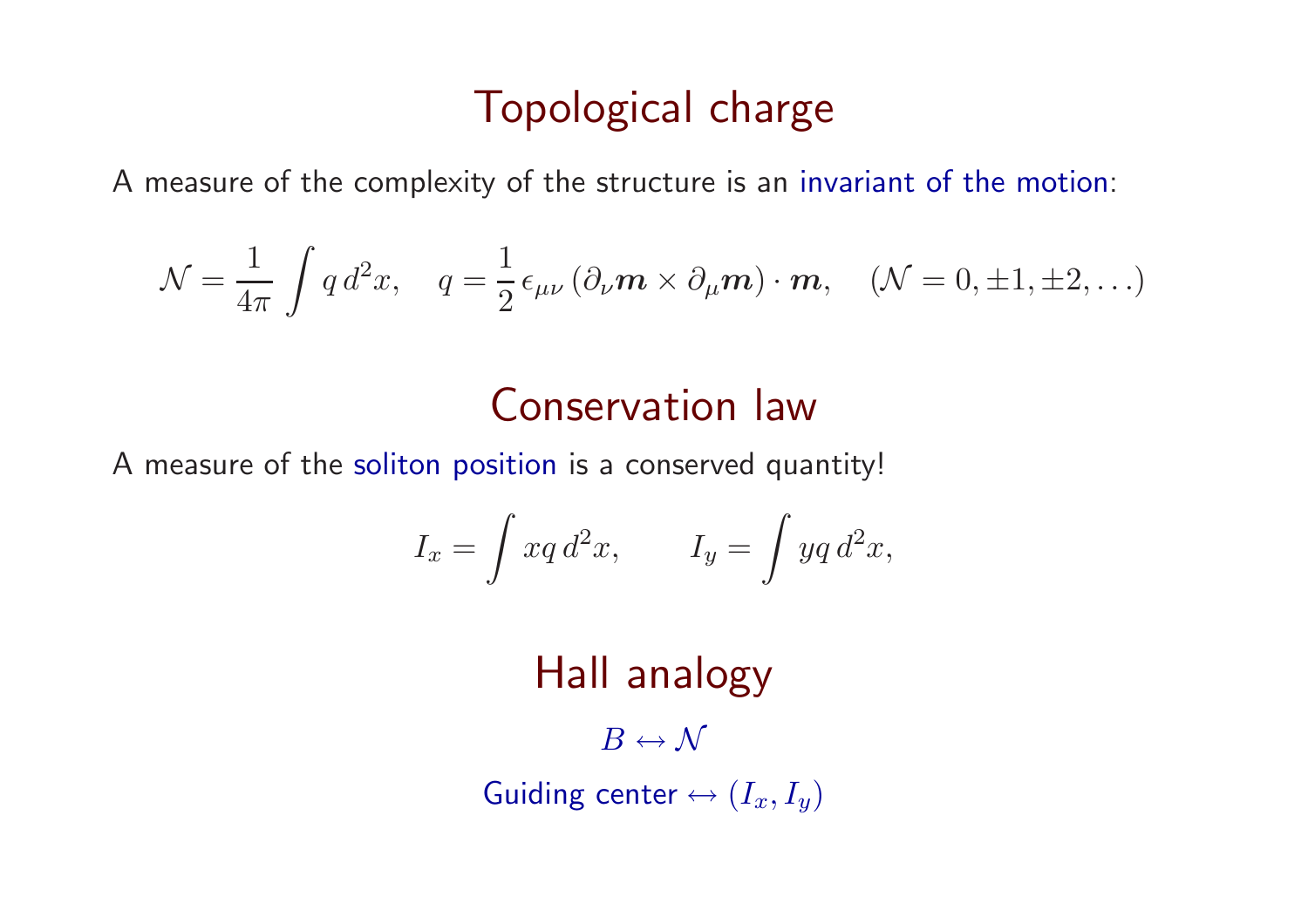# Topological charge

A measure of the complexity of the structure is an invariant of the motion:

$$\mathcal{N} = \frac{1}{4\pi} \int q \, d^2x, \quad q = \frac{1}{2} \epsilon_{\mu\nu} \left( \partial_\nu \boldsymbol{m} \times \partial_\mu \boldsymbol{m} \right) \cdot \boldsymbol{m}, \quad (\mathcal{N} = 0, \pm 1, \pm 2, \ldots)$$

# Conservation law

A measure of the soliton position is a conserved quantity!

$$I_x = \int xq \, d^2x, \qquad I_y = \int yq \, d^2x,$$

# Hall analogy

$B \leftrightarrow \mathcal{N}$

Guiding center $\leftrightarrow (I_x, I_y)$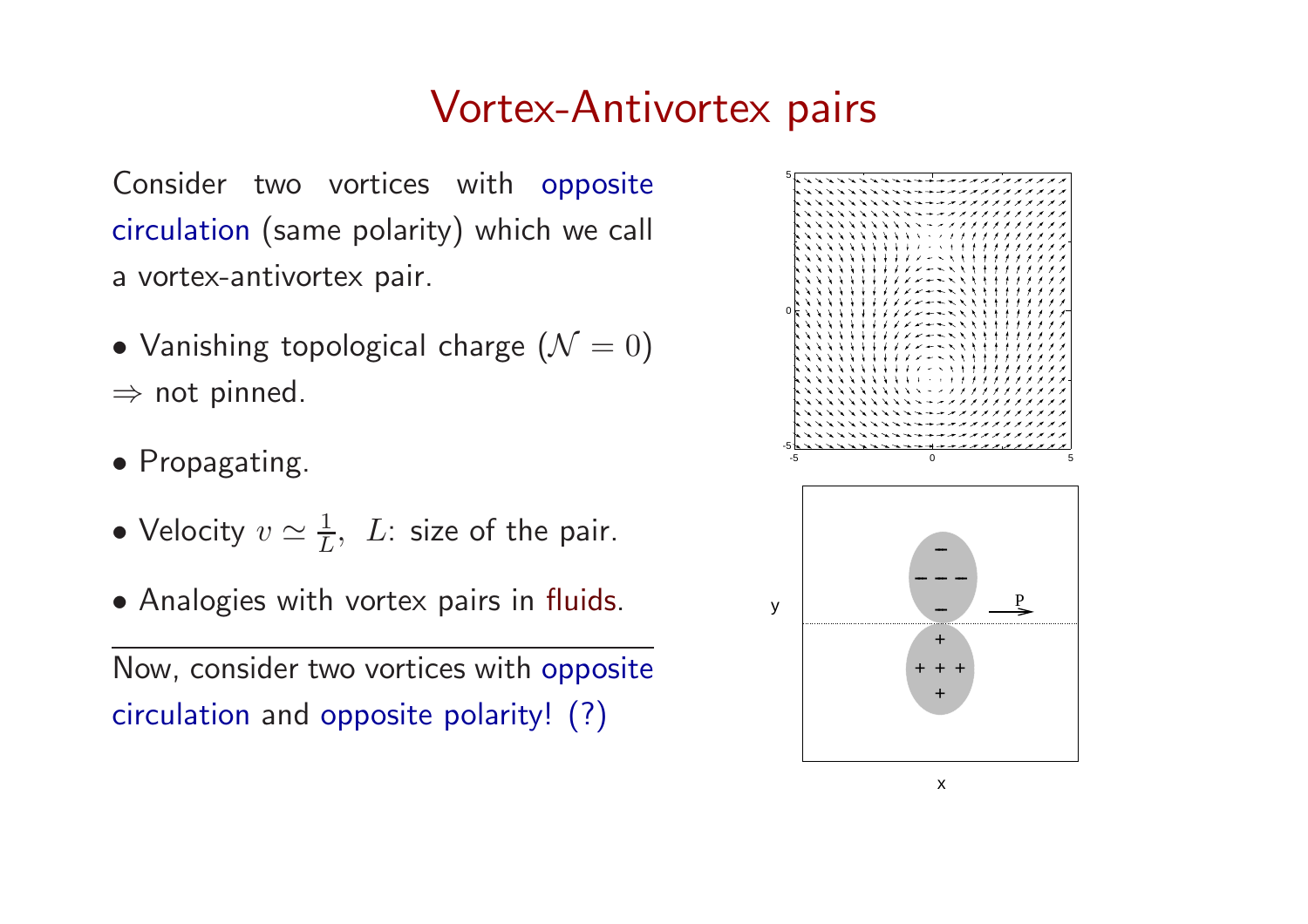# Vortex-Antivortex pairs

Consider two vortices with opposite circulation (same polarity) which we call a vortex-antivortex pair.

- Vanishing topological charge ($\mathcal{N} = 0$) $\Rightarrow$ not pinned.
- Propagating.
- Velocity $v \simeq \frac{1}{L}$, $L$: size of the pair.
- Analogies with vortex pairs in fluids.

---

Now, consider two vortices with opposite circulation and opposite polarity! (?)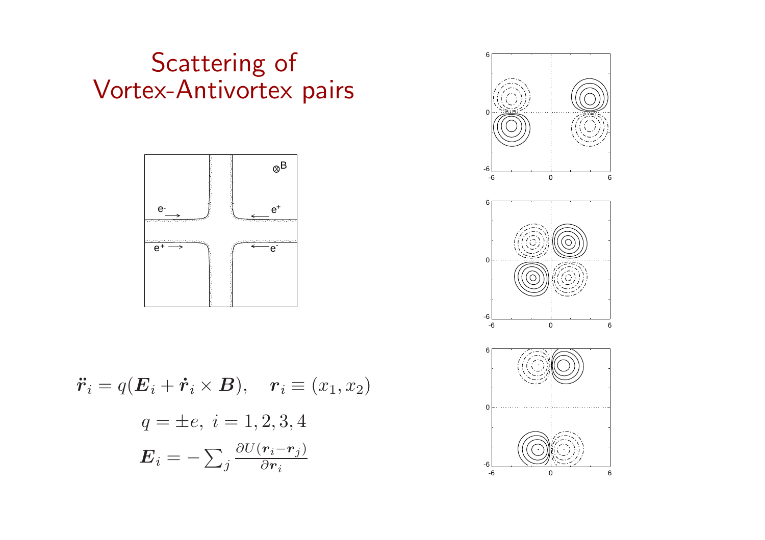# Scattering of Vortex-Antivortex pairs

$$\ddot{\boldsymbol{r}}_i = q(\boldsymbol{E}_i + \dot{\boldsymbol{r}}_i \times \boldsymbol{B}), \quad \boldsymbol{r}_i \equiv (x_1, x_2)$$

$$q = \pm e, \; i = 1, 2, 3, 4$$

$$\boldsymbol{E}_i = -\sum_j \frac{\partial U(\boldsymbol{r}_i - \boldsymbol{r}_j)}{\partial \boldsymbol{r}_i}$$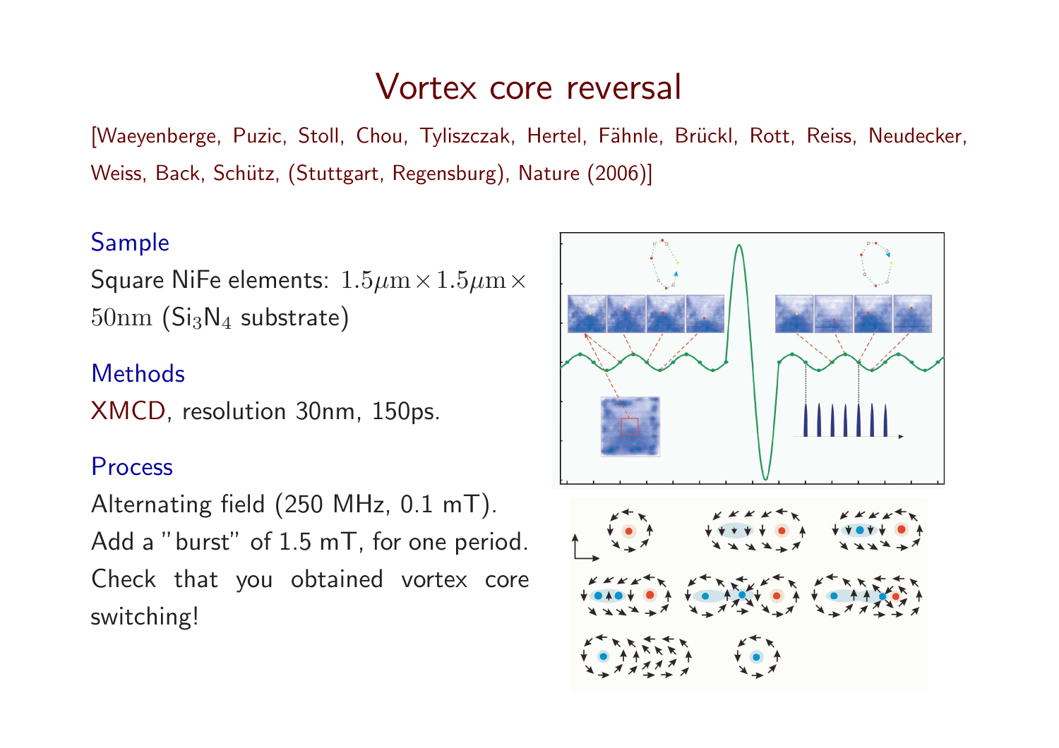# Vortex core reversal

[Waeyenberge, Puzic, Stoll, Chou, Tyliszczak, Hertel, Fähnle, Brückl, Rott, Reiss, Neudecker, Weiss, Back, Schütz, (Stuttgart, Regensburg), Nature (2006)]

### Sample

Square NiFe elements: $1.5\mu\mathrm{m} \times 1.5\mu\mathrm{m} \times 50\mathrm{nm}$ ($Si_3N_4$ substrate)

### Methods

XMCD, resolution 30nm, 150ps.

### Process

Alternating field (250 MHz, 0.1 mT).
Add a "burst" of 1.5 mT, for one period.
Check that you obtained vortex core switching!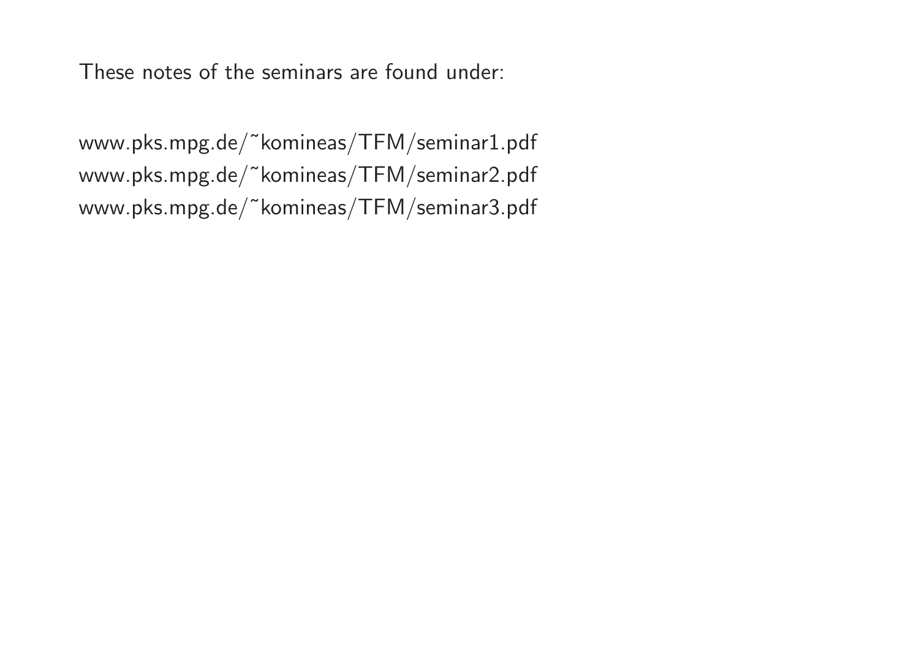These notes of the seminars are found under:

www.pks.mpg.de/~komineas/TFM/seminar1.pdf
www.pks.mpg.de/~komineas/TFM/seminar2.pdf
www.pks.mpg.de/~komineas/TFM/seminar3.pdf